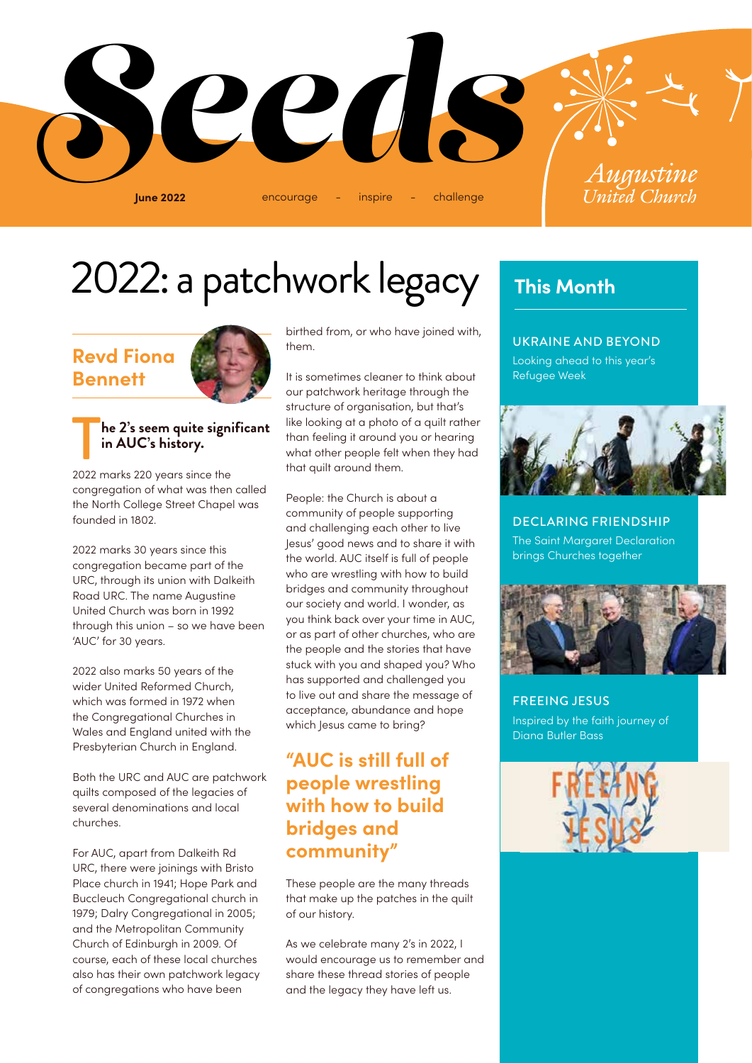# Seeds

**June 2022** encourage – inspire – challenge

Augustine United Church

# 2022: a patchwork legacy

## Revd Fiona Bennett

**The 2's seem quite significant in AUC's history.**

2022 marks 220 years since the congregation of what was then called the North College Street Chapel was founded in 1802.

2022 marks 30 years since this congregation became part of the URC, through its union with Dalkeith Road URC. The name Augustine United Church was born in 1992 through this union – so we have been 'AUC' for 30 years.

2022 also marks 50 years of the wider United Reformed Church, which was formed in 1972 when the Congregational Churches in Wales and England united with the Presbyterian Church in England.

Both the URC and AUC are patchwork quilts composed of the legacies of several denominations and local churches.

For AUC, apart from Dalkeith Rd URC, there were joinings with Bristo Place church in 1941; Hope Park and Buccleuch Congregational church in 1979; Dalry Congregational in 2005; and the Metropolitan Community Church of Edinburgh in 2009. Of course, each of these local churches also has their own patchwork legacy of congregations who have been birthed from, or who have joined with, them.

It is sometimes cleaner to think about our patchwork heritage through the structure of organisation, but that's like looking at a photo of a quilt rather than feeling it around you or hearing what other people felt when they had that quilt around them.

People: the Church is about a community of people supporting and challenging each other to live Jesus' good news and to share it with the world. AUC itself is full of people who are wrestling with how to build bridges and community throughout our society and world. I wonder, as you think back over your time in AUC, or as part of other churches, who are the people and the stories that have stuck with you and shaped you? Who has supported and challenged you to live out and share the message of acceptance, abundance and hope which Jesus came to bring?

> **"AUC is still full of people wrestling with how to build bridges and community"**

These people are the many threads that make up the patches in the quilt of our history.

As we celebrate many 2's in 2022, I would encourage us to remember and share these thread stories of people and the legacy they have left us.

## This Month

**UKRAINE AND BEYOND**
Looking ahead to this year's Refugee Week

**DECLARING FRIENDSHIP**
The Saint Margaret Declaration brings Churches together

**FREEING JESUS**
Inspired by the faith journey of Diana Butler Bass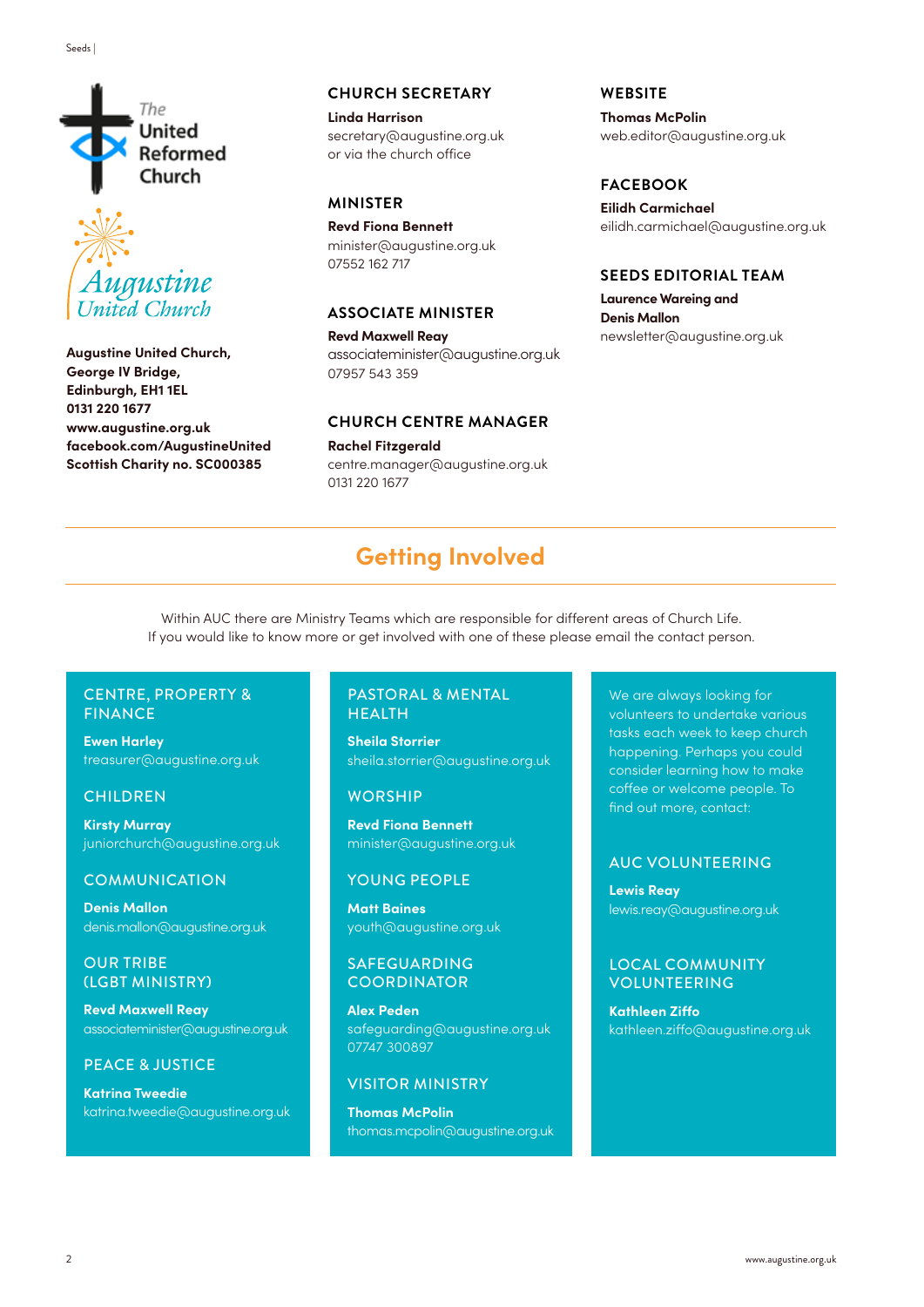The United Reformed Church

Augustine United Church

**Augustine United Church,**
**George IV Bridge,**
**Edinburgh, EH1 1EL**
**0131 220 1677**
**www.augustine.org.uk**
**facebook.com/AugustineUnited**
**Scottish Charity no. SC000385**

### CHURCH SECRETARY

**Linda Harrison**
secretary@augustine.org.uk
or via the church office

### MINISTER

**Revd Fiona Bennett**
minister@augustine.org.uk
07552 162 717

### ASSOCIATE MINISTER

**Revd Maxwell Reay**
associateminister@augustine.org.uk
07957 543 359

### CHURCH CENTRE MANAGER

**Rachel Fitzgerald**
centre.manager@augustine.org.uk
0131 220 1677

### WEBSITE

**Thomas McPolin**
web.editor@augustine.org.uk

### FACEBOOK

**Eilidh Carmichael**
eilidh.carmichael@augustine.org.uk

### SEEDS EDITORIAL TEAM

**Laurence Wareing and Denis Mallon**
newsletter@augustine.org.uk

## Getting Involved

Within AUC there are Ministry Teams which are responsible for different areas of Church Life. If you would like to know more or get involved with one of these please email the contact person.

### CENTRE, PROPERTY & FINANCE

**Ewen Harley**
treasurer@augustine.org.uk

### CHILDREN

**Kirsty Murray**
juniorchurch@augustine.org.uk

### COMMUNICATION

**Denis Mallon**
denis.mallon@augustine.org.uk

### OUR TRIBE (LGBT MINISTRY)

**Revd Maxwell Reay**
associateminister@augustine.org.uk

### PEACE & JUSTICE

**Katrina Tweedie**
katrina.tweedie@augustine.org.uk

### PASTORAL & MENTAL HEALTH

**Sheila Storrier**
sheila.storrier@augustine.org.uk

### WORSHIP

**Revd Fiona Bennett**
minister@augustine.org.uk

### YOUNG PEOPLE

**Matt Baines**
youth@augustine.org.uk

### SAFEGUARDING COORDINATOR

**Alex Peden**
safeguarding@augustine.org.uk
07747 300897

### VISITOR MINISTRY

**Thomas McPolin**
thomas.mcpolin@augustine.org.uk

We are always looking for volunteers to undertake various tasks each week to keep church happening. Perhaps you could consider learning how to make coffee or welcome people. To find out more, contact:

### AUC VOLUNTEERING

**Lewis Reay**
lewis.reay@augustine.org.uk

### LOCAL COMMUNITY VOLUNTEERING

**Kathleen Ziffo**
kathleen.ziffo@augustine.org.uk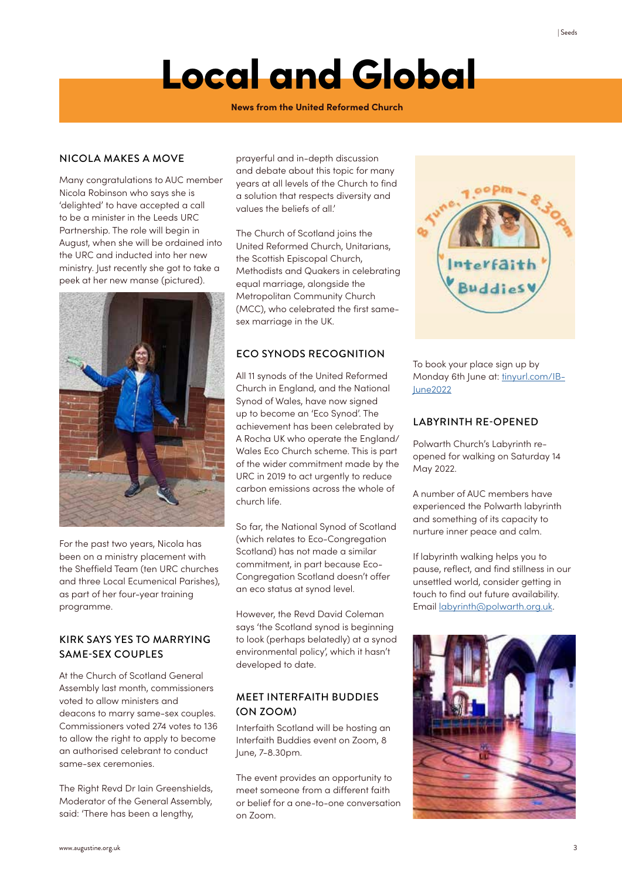# Local and Global

**News from the United Reformed Church**

## NICOLA MAKES A MOVE

Many congratulations to AUC member Nicola Robinson who says she is 'delighted' to have accepted a call to be a minister in the Leeds URC Partnership. The role will begin in August, when she will be ordained into the URC and inducted into her new ministry. Just recently she got to take a peek at her new manse (pictured).

For the past two years, Nicola has been on a ministry placement with the Sheffield Team (ten URC churches and three Local Ecumenical Parishes), as part of her four-year training programme.

## KIRK SAYS YES TO MARRYING SAME-SEX COUPLES

At the Church of Scotland General Assembly last month, commissioners voted to allow ministers and deacons to marry same-sex couples. Commissioners voted 274 votes to 136 to allow the right to apply to become an authorised celebrant to conduct same-sex ceremonies.

The Right Revd Dr Iain Greenshields, Moderator of the General Assembly, said: 'There has been a lengthy, prayerful and in-depth discussion and debate about this topic for many years at all levels of the Church to find a solution that respects diversity and values the beliefs of all.'

The Church of Scotland joins the United Reformed Church, Unitarians, the Scottish Episcopal Church, Methodists and Quakers in celebrating equal marriage, alongside the Metropolitan Community Church (MCC), who celebrated the first same-sex marriage in the UK.

## ECO SYNODS RECOGNITION

All 11 synods of the United Reformed Church in England, and the National Synod of Wales, have now signed up to become an 'Eco Synod'. The achievement has been celebrated by A Rocha UK who operate the England/ Wales Eco Church scheme. This is part of the wider commitment made by the URC in 2019 to act urgently to reduce carbon emissions across the whole of church life.

So far, the National Synod of Scotland (which relates to Eco-Congregation Scotland) has not made a similar commitment, in part because Eco-Congregation Scotland doesn't offer an eco status at synod level.

However, the Revd David Coleman says 'the Scotland synod is beginning to look (perhaps belatedly) at a synod environmental policy', which it hasn't developed to date.

## MEET INTERFAITH BUDDIES (ON ZOOM)

Interfaith Scotland will be hosting an Interfaith Buddies event on Zoom, 8 June, 7-8.30pm.

The event provides an opportunity to meet someone from a different faith or belief for a one-to-one conversation on Zoom.

To book your place sign up by Monday 6th June at: tinyurl.com/IB-June2022

## LABYRINTH RE-OPENED

Polwarth Church's Labyrinth re-opened for walking on Saturday 14 May 2022.

A number of AUC members have experienced the Polwarth labyrinth and something of its capacity to nurture inner peace and calm.

If labyrinth walking helps you to pause, reflect, and find stillness in our unsettled world, consider getting in touch to find out future availability. Email labyrinth@polwarth.org.uk.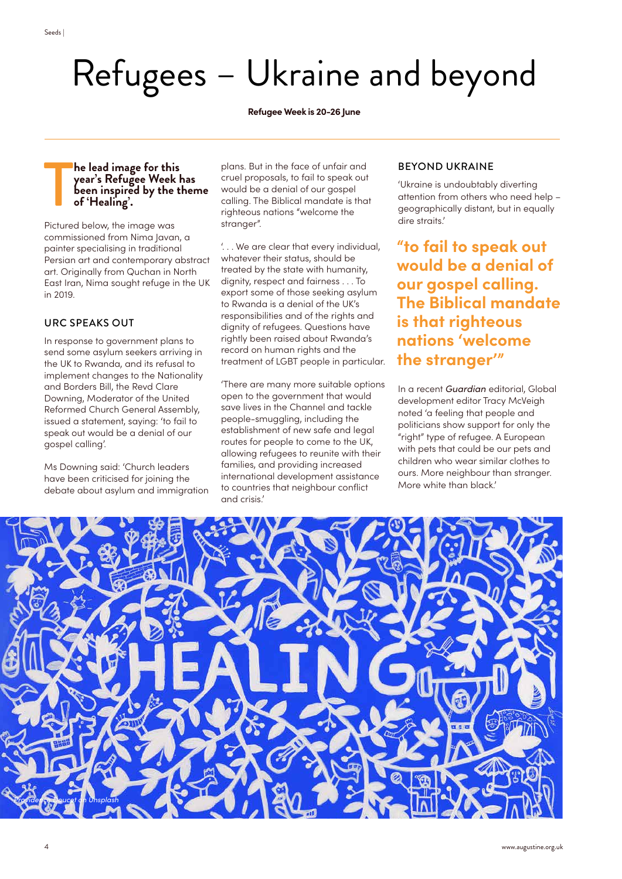# Refugees – Ukraine and beyond

**Refugee Week is 20-26 June**

**The lead image for this year's Refugee Week has been inspired by the theme of 'Healing'.**

Pictured below, the image was commissioned from Nima Javan, a painter specialising in traditional Persian art and contemporary abstract art. Originally from Quchan in North East Iran, Nima sought refuge in the UK in 2019.

## URC SPEAKS OUT

In response to government plans to send some asylum seekers arriving in the UK to Rwanda, and its refusal to implement changes to the Nationality and Borders Bill, the Revd Clare Downing, Moderator of the United Reformed Church General Assembly, issued a statement, saying: 'to fail to speak out would be a denial of our gospel calling'.

Ms Downing said: 'Church leaders have been criticised for joining the debate about asylum and immigration plans. But in the face of unfair and cruel proposals, to fail to speak out would be a denial of our gospel calling. The Biblical mandate is that righteous nations "welcome the stranger".

'. . . We are clear that every individual, whatever their status, should be treated by the state with humanity, dignity, respect and fairness . . . To export some of those seeking asylum to Rwanda is a denial of the UK's responsibilities and of the rights and dignity of refugees. Questions have rightly been raised about Rwanda's record on human rights and the treatment of LGBT people in particular.

'There are many more suitable options open to the government that would save lives in the Channel and tackle people-smuggling, including the establishment of new safe and legal routes for people to come to the UK, allowing refugees to reunite with their families, and providing increased international development assistance to countries that neighbour conflict and crisis.'

## BEYOND UKRAINE

'Ukraine is undoubtably diverting attention from others who need help – geographically distant, but in equally dire straits.'

**"to fail to speak out would be a denial of our gospel calling. The Biblical mandate is that righteous nations 'welcome the stranger'"**

In a recent *Guardian* editorial, Global development editor Tracy McVeigh noted 'a feeling that people and politicians show support for only the "right" type of refugee. A European with pets that could be our pets and children who wear similar clothes to ours. More neighbour than stranger. More white than black.'

*Providence Doucet on Unsplash*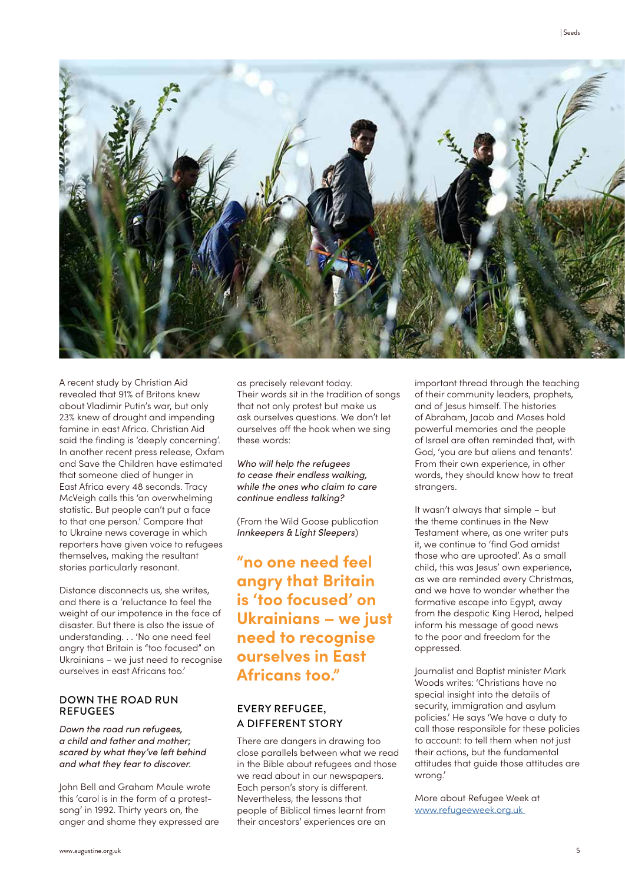A recent study by Christian Aid revealed that 91% of Britons knew about Vladimir Putin's war, but only 23% knew of drought and impending famine in east Africa. Christian Aid said the finding is 'deeply concerning'. In another recent press release, Oxfam and Save the Children have estimated that someone died of hunger in East Africa every 48 seconds. Tracy McVeigh calls this 'an overwhelming statistic. But people can't put a face to that one person.' Compare that to Ukraine news coverage in which reporters have given voice to refugees themselves, making the resultant stories particularly resonant.

Distance disconnects us, she writes, and there is a 'reluctance to feel the weight of our impotence in the face of disaster. But there is also the issue of understanding. . . 'No one need feel angry that Britain is "too focused" on Ukrainians – we just need to recognise ourselves in east Africans too.'

## DOWN THE ROAD RUN REFUGEES

*Down the road run refugees,*
*a child and father and mother;*
*scared by what they've left behind*
*and what they fear to discover.*

John Bell and Graham Maule wrote this 'carol is in the form of a protest-song' in 1992. Thirty years on, the anger and shame they expressed are as precisely relevant today. Their words sit in the tradition of songs that not only protest but make us ask ourselves questions. We don't let ourselves off the hook when we sing these words:

*Who will help the refugees*
*to cease their endless walking,*
*while the ones who claim to care*
*continue endless talking?*

(From the Wild Goose publication *Innkeepers & Light Sleepers*)

**"no one need feel angry that Britain is 'too focused' on Ukrainians – we just need to recognise ourselves in East Africans too."**

## EVERY REFUGEE, A DIFFERENT STORY

There are dangers in drawing too close parallels between what we read in the Bible about refugees and those we read about in our newspapers. Each person's story is different. Nevertheless, the lessons that people of Biblical times learnt from their ancestors' experiences are an important thread through the teaching of their community leaders, prophets, and of Jesus himself. The histories of Abraham, Jacob and Moses hold powerful memories and the people of Israel are often reminded that, with God, 'you are but aliens and tenants'. From their own experience, in other words, they should know how to treat strangers.

It wasn't always that simple – but the theme continues in the New Testament where, as one writer puts it, we continue to 'find God amidst those who are uprooted'. As a small child, this was Jesus' own experience, as we are reminded every Christmas, and we have to wonder whether the formative escape into Egypt, away from the despotic King Herod, helped inform his message of good news to the poor and freedom for the oppressed.

Journalist and Baptist minister Mark Woods writes: 'Christians have no special insight into the details of security, immigration and asylum policies.' He says 'We have a duty to call those responsible for these policies to account: to tell them when not just their actions, but the fundamental attitudes that guide those attitudes are wrong.'

More about Refugee Week at www.refugeeweek.org.uk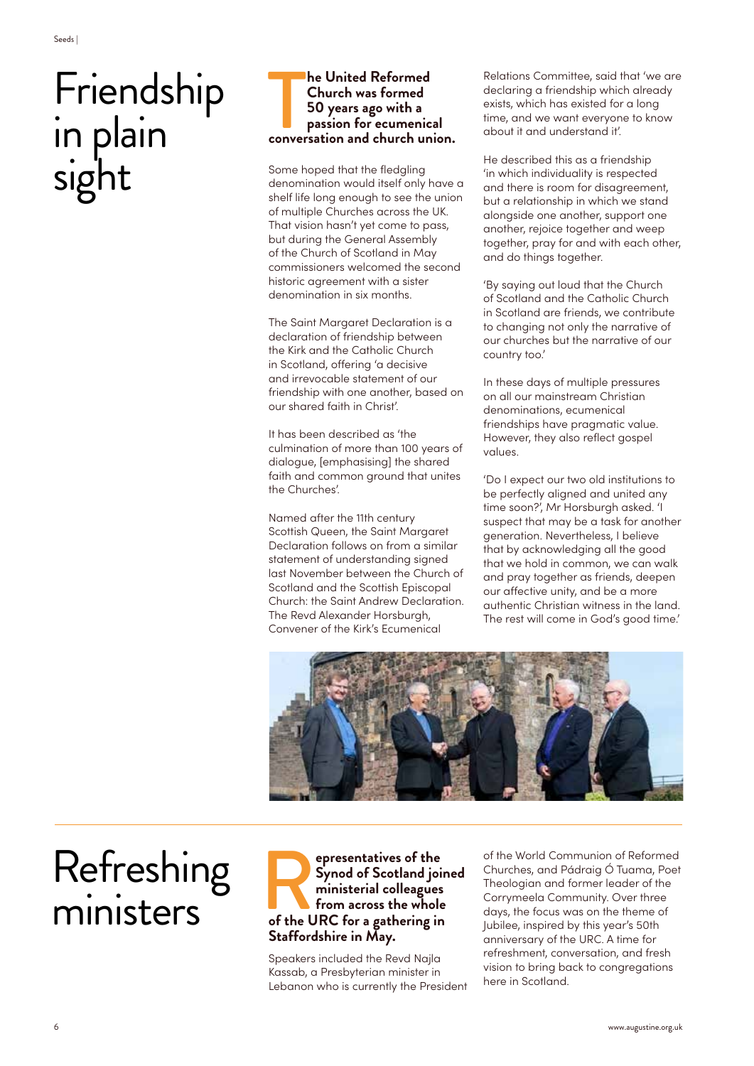# Friendship in plain sight

**The United Reformed Church was formed 50 years ago with a passion for ecumenical conversation and church union.**

Some hoped that the fledgling denomination would itself only have a shelf life long enough to see the union of multiple Churches across the UK. That vision hasn't yet come to pass, but during the General Assembly of the Church of Scotland in May commissioners welcomed the second historic agreement with a sister denomination in six months.

The Saint Margaret Declaration is a declaration of friendship between the Kirk and the Catholic Church in Scotland, offering 'a decisive and irrevocable statement of our friendship with one another, based on our shared faith in Christ'.

It has been described as 'the culmination of more than 100 years of dialogue, [emphasising] the shared faith and common ground that unites the Churches'.

Named after the 11th century Scottish Queen, the Saint Margaret Declaration follows on from a similar statement of understanding signed last November between the Church of Scotland and the Scottish Episcopal Church: the Saint Andrew Declaration. The Revd Alexander Horsburgh, Convener of the Kirk's Ecumenical Relations Committee, said that 'we are declaring a friendship which already exists, which has existed for a long time, and we want everyone to know about it and understand it'.

He described this as a friendship 'in which individuality is respected and there is room for disagreement, but a relationship in which we stand alongside one another, support one another, rejoice together and weep together, pray for and with each other, and do things together.

'By saying out loud that the Church of Scotland and the Catholic Church in Scotland are friends, we contribute to changing not only the narrative of our churches but the narrative of our country too.'

In these days of multiple pressures on all our mainstream Christian denominations, ecumenical friendships have pragmatic value. However, they also reflect gospel values.

'Do I expect our two old institutions to be perfectly aligned and united any time soon?', Mr Horsburgh asked. 'I suspect that may be a task for another generation. Nevertheless, I believe that by acknowledging all the good that we hold in common, we can walk and pray together as friends, deepen our affective unity, and be a more authentic Christian witness in the land. The rest will come in God's good time.'

# Refreshing ministers

**Representatives of the Synod of Scotland joined ministerial colleagues from across the whole of the URC for a gathering in Staffordshire in May.**

Speakers included the Revd Najla Kassab, a Presbyterian minister in Lebanon who is currently the President of the World Communion of Reformed Churches, and Pádraig Ó Tuama, Poet Theologian and former leader of the Corrymeela Community. Over three days, the focus was on the theme of Jubilee, inspired by this year's 50th anniversary of the URC. A time for refreshment, conversation, and fresh vision to bring back to congregations here in Scotland.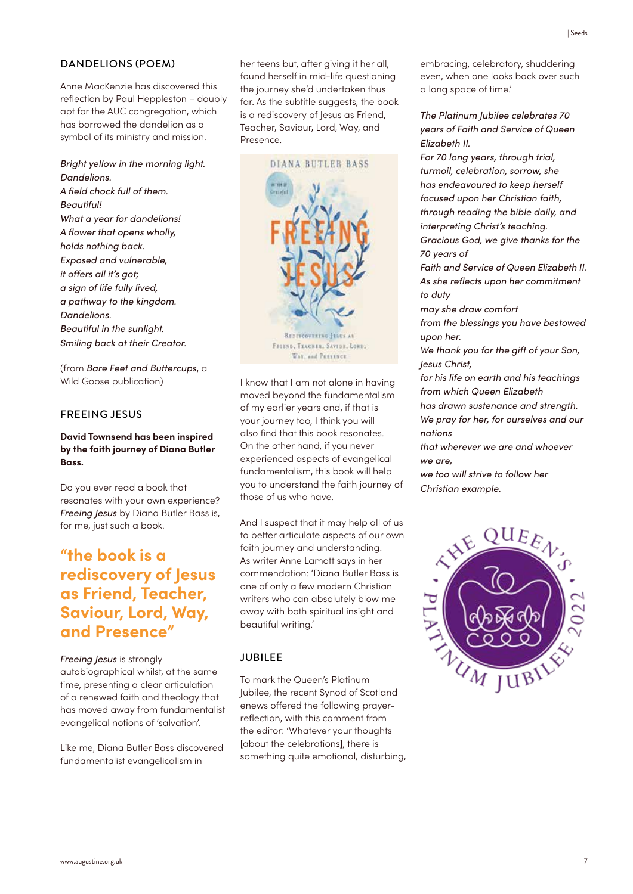## DANDELIONS (POEM)

Anne MacKenzie has discovered this reflection by Paul Heppleston – doubly apt for the AUC congregation, which has borrowed the dandelion as a symbol of its ministry and mission.

*Bright yellow in the morning light.*
*Dandelions.*
*A field chock full of them.*
*Beautiful!*
*What a year for dandelions!*
*A flower that opens wholly,*
*holds nothing back.*
*Exposed and vulnerable,*
*it offers all it's got;*
*a sign of life fully lived,*
*a pathway to the kingdom.*
*Dandelions.*
*Beautiful in the sunlight.*
*Smiling back at their Creator.*

(from *Bare Feet and Buttercups*, a Wild Goose publication)

## FREEING JESUS

**David Townsend has been inspired by the faith journey of Diana Butler Bass.**

Do you ever read a book that resonates with your own experience? *Freeing Jesus* by Diana Butler Bass is, for me, just such a book.

**"the book is a rediscovery of Jesus as Friend, Teacher, Saviour, Lord, Way, and Presence"**

*Freeing Jesus* is strongly autobiographical whilst, at the same time, presenting a clear articulation of a renewed faith and theology that has moved away from fundamentalist evangelical notions of 'salvation'.

Like me, Diana Butler Bass discovered fundamentalist evangelicalism in her teens but, after giving it her all, found herself in mid-life questioning the journey she'd undertaken thus far. As the subtitle suggests, the book is a rediscovery of Jesus as Friend, Teacher, Saviour, Lord, Way, and Presence.

I know that I am not alone in having moved beyond the fundamentalism of my earlier years and, if that is your journey too, I think you will also find that this book resonates. On the other hand, if you never experienced aspects of evangelical fundamentalism, this book will help you to understand the faith journey of those of us who have.

And I suspect that it may help all of us to better articulate aspects of our own faith journey and understanding. As writer Anne Lamott says in her commendation: 'Diana Butler Bass is one of only a few modern Christian writers who can absolutely blow me away with both spiritual insight and beautiful writing.'

## JUBILEE

To mark the Queen's Platinum Jubilee, the recent Synod of Scotland enews offered the following prayer-reflection, with this comment from the editor: 'Whatever your thoughts [about the celebrations], there is something quite emotional, disturbing, embracing, celebratory, shuddering even, when one looks back over such a long space of time.'

*The Platinum Jubilee celebrates 70 years of Faith and Service of Queen Elizabeth II.*
*For 70 long years, through trial, turmoil, celebration, sorrow, she has endeavoured to keep herself focused upon her Christian faith, through reading the bible daily, and interpreting Christ's teaching.*
*Gracious God, we give thanks for the 70 years of*
*Faith and Service of Queen Elizabeth II.*
*As she reflects upon her commitment to duty*
*may she draw comfort*
*from the blessings you have bestowed upon her.*
*We thank you for the gift of your Son, Jesus Christ,*
*for his life on earth and his teachings*
*from which Queen Elizabeth*
*has drawn sustenance and strength.*
*We pray for her, for ourselves and our nations*
*that wherever we are and whoever we are,*
*we too will strive to follow her*
*Christian example.*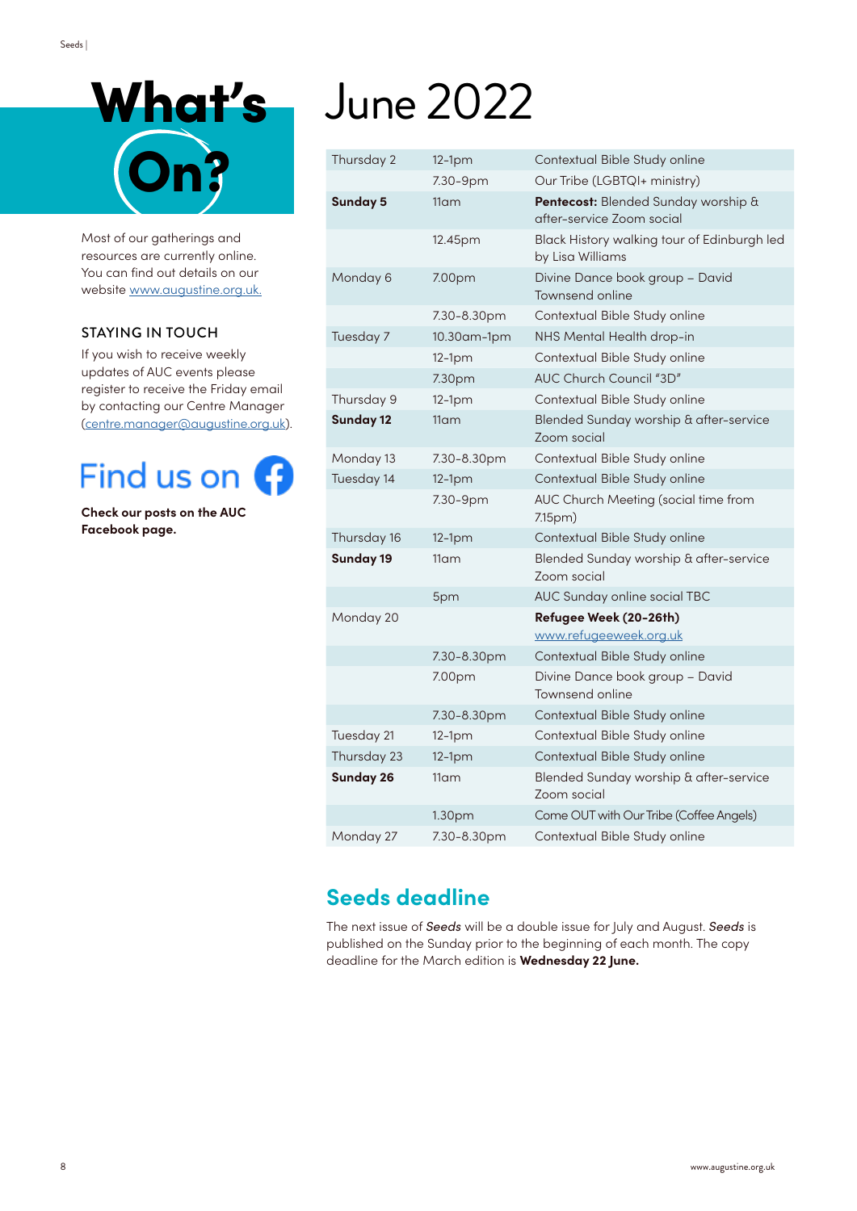# What's On?

Most of our gatherings and resources are currently online. You can find out details on our website www.augustine.org.uk.

### STAYING IN TOUCH

If you wish to receive weekly updates of AUC events please register to receive the Friday email by contacting our Centre Manager (centre.manager@augustine.org.uk).

## Find us on

**Check our posts on the AUC Facebook page.**

# June 2022

| | | |
|---|---|---|
| Thursday 2 | 12–1pm | Contextual Bible Study online |
| | 7.30–9pm | Our Tribe (LGBTQI+ ministry) |
| **Sunday 5** | 11am | **Pentecost:** Blended Sunday worship & after-service Zoom social |
| | 12.45pm | Black History walking tour of Edinburgh led by Lisa Williams |
| Monday 6 | 7.00pm | Divine Dance book group – David Townsend online |
| | 7.30–8.30pm | Contextual Bible Study online |
| Tuesday 7 | 10.30am–1pm | NHS Mental Health drop-in |
| | 12–1pm | Contextual Bible Study online |
| | 7.30pm | AUC Church Council "3D" |
| Thursday 9 | 12–1pm | Contextual Bible Study online |
| **Sunday 12** | 11am | Blended Sunday worship & after-service Zoom social |
| Monday 13 | 7.30–8.30pm | Contextual Bible Study online |
| Tuesday 14 | 12–1pm | Contextual Bible Study online |
| | 7.30–9pm | AUC Church Meeting (social time from 7.15pm) |
| Thursday 16 | 12–1pm | Contextual Bible Study online |
| **Sunday 19** | 11am | Blended Sunday worship & after-service Zoom social |
| | 5pm | AUC Sunday online social TBC |
| Monday 20 | | **Refugee Week (20-26th)** www.refugeeweek.org.uk |
| | 7.30–8.30pm | Contextual Bible Study online |
| | 7.00pm | Divine Dance book group – David Townsend online |
| | 7.30–8.30pm | Contextual Bible Study online |
| Tuesday 21 | 12–1pm | Contextual Bible Study online |
| Thursday 23 | 12–1pm | Contextual Bible Study online |
| **Sunday 26** | 11am | Blended Sunday worship & after-service Zoom social |
| | 1.30pm | Come OUT with Our Tribe (Coffee Angels) |
| Monday 27 | 7.30–8.30pm | Contextual Bible Study online |

## Seeds deadline

The next issue of ***Seeds*** will be a double issue for July and August. ***Seeds*** is published on the Sunday prior to the beginning of each month. The copy deadline for the March edition is **Wednesday 22 June.**